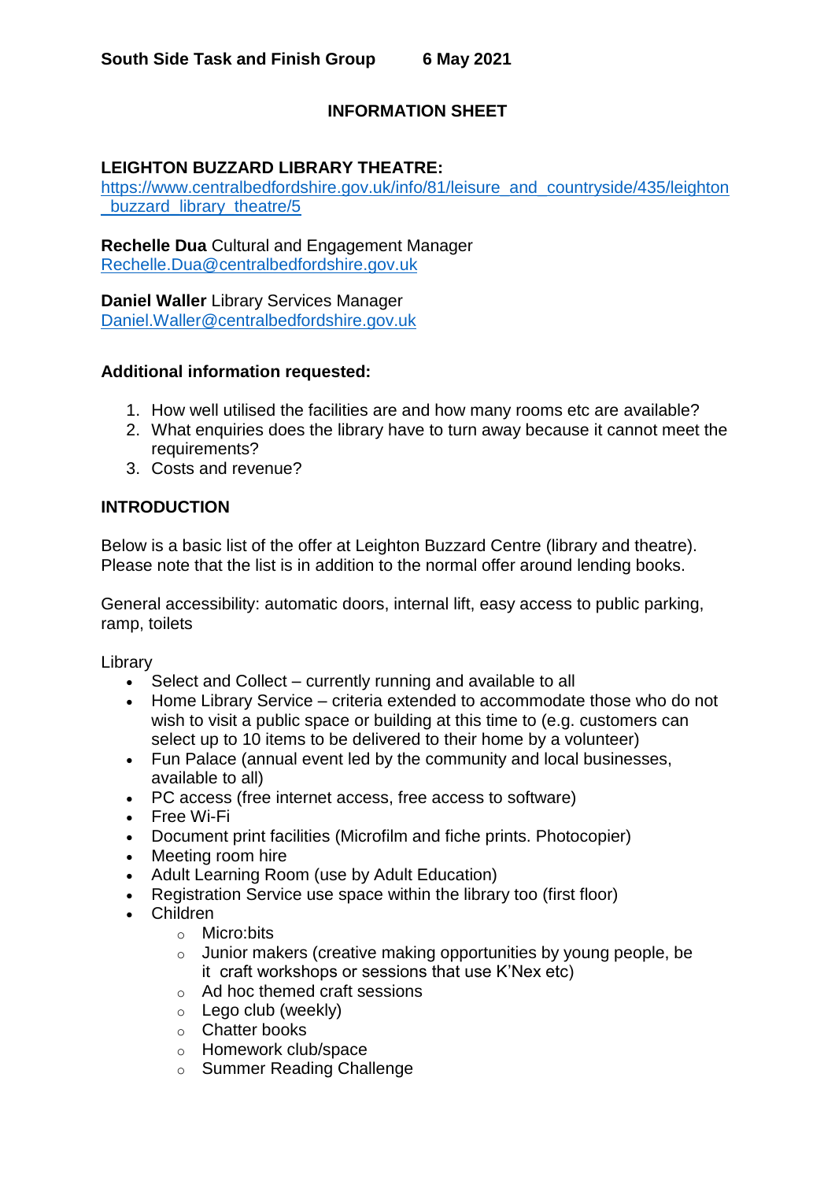**South Side Task and Finish Group 6 May 2021**

## INFORMATION SHEET

### LEIGHTON BUZZARD LIBRARY THEATRE:

https://www.centralbedfordshire.gov.uk/info/81/leisure_and_countryside/435/leighton_buzzard_library_theatre/5

**Rechelle Dua** Cultural and Engagement Manager
Rechelle.Dua@centralbedfordshire.gov.uk

**Daniel Waller** Library Services Manager
Daniel.Waller@centralbedfordshire.gov.uk

**Additional information requested:**

1. How well utilised the facilities are and how many rooms etc are available?
2. What enquiries does the library have to turn away because it cannot meet the requirements?
3. Costs and revenue?

### INTRODUCTION

Below is a basic list of the offer at Leighton Buzzard Centre (library and theatre). Please note that the list is in addition to the normal offer around lending books.

General accessibility: automatic doors, internal lift, easy access to public parking, ramp, toilets

Library

- Select and Collect – currently running and available to all
- Home Library Service – criteria extended to accommodate those who do not wish to visit a public space or building at this time to (e.g. customers can select up to 10 items to be delivered to their home by a volunteer)
- Fun Palace (annual event led by the community and local businesses, available to all)
- PC access (free internet access, free access to software)
- Free Wi-Fi
- Document print facilities (Microfilm and fiche prints. Photocopier)
- Meeting room hire
- Adult Learning Room (use by Adult Education)
- Registration Service use space within the library too (first floor)
- Children
  - Micro:bits
  - Junior makers (creative making opportunities by young people, be it craft workshops or sessions that use K'Nex etc)
  - Ad hoc themed craft sessions
  - Lego club (weekly)
  - Chatter books
  - Homework club/space
  - Summer Reading Challenge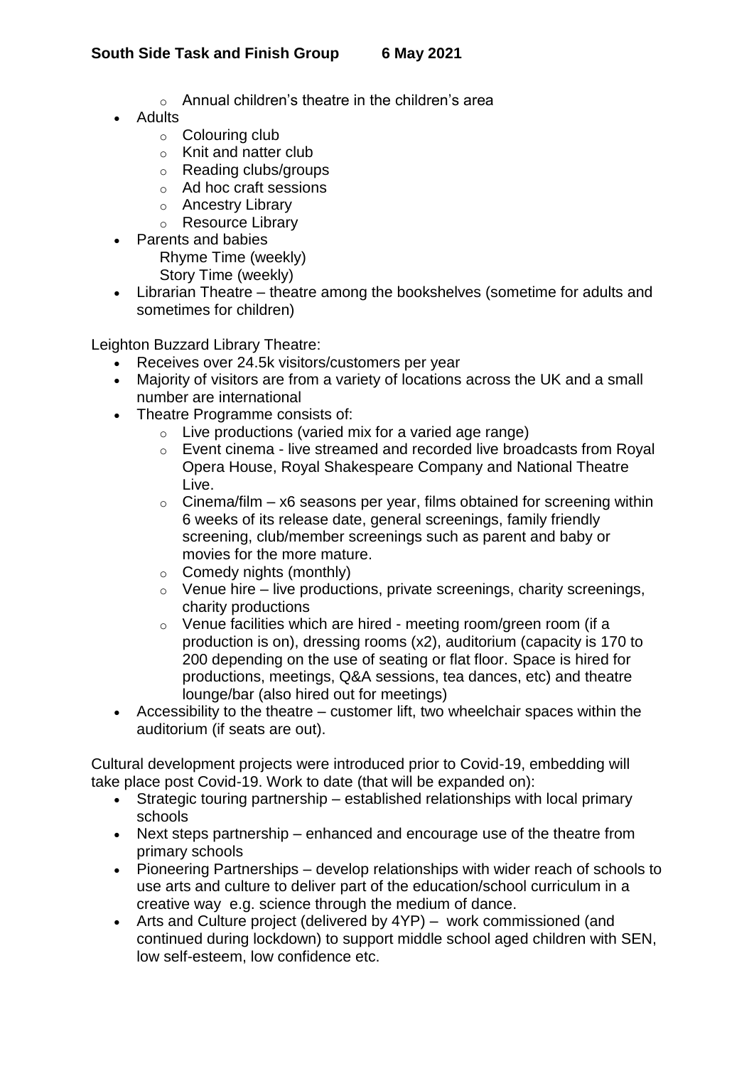- Annual children's theatre in the children's area
- Adults
  - Colouring club
  - Knit and natter club
  - Reading clubs/groups
  - Ad hoc craft sessions
  - Ancestry Library
  - Resource Library
- Parents and babies
  Rhyme Time (weekly)
  Story Time (weekly)
- Librarian Theatre – theatre among the bookshelves (sometime for adults and sometimes for children)

Leighton Buzzard Library Theatre:

- Receives over 24.5k visitors/customers per year
- Majority of visitors are from a variety of locations across the UK and a small number are international
- Theatre Programme consists of:
  - Live productions (varied mix for a varied age range)
  - Event cinema - live streamed and recorded live broadcasts from Royal Opera House, Royal Shakespeare Company and National Theatre Live.
  - Cinema/film – x6 seasons per year, films obtained for screening within 6 weeks of its release date, general screenings, family friendly screening, club/member screenings such as parent and baby or movies for the more mature.
  - Comedy nights (monthly)
  - Venue hire – live productions, private screenings, charity screenings, charity productions
  - Venue facilities which are hired - meeting room/green room (if a production is on), dressing rooms (x2), auditorium (capacity is 170 to 200 depending on the use of seating or flat floor. Space is hired for productions, meetings, Q&A sessions, tea dances, etc) and theatre lounge/bar (also hired out for meetings)
- Accessibility to the theatre – customer lift, two wheelchair spaces within the auditorium (if seats are out).

Cultural development projects were introduced prior to Covid-19, embedding will take place post Covid-19. Work to date (that will be expanded on):

- Strategic touring partnership – established relationships with local primary schools
- Next steps partnership – enhanced and encourage use of the theatre from primary schools
- Pioneering Partnerships – develop relationships with wider reach of schools to use arts and culture to deliver part of the education/school curriculum in a creative way e.g. science through the medium of dance.
- Arts and Culture project (delivered by 4YP) – work commissioned (and continued during lockdown) to support middle school aged children with SEN, low self-esteem, low confidence etc.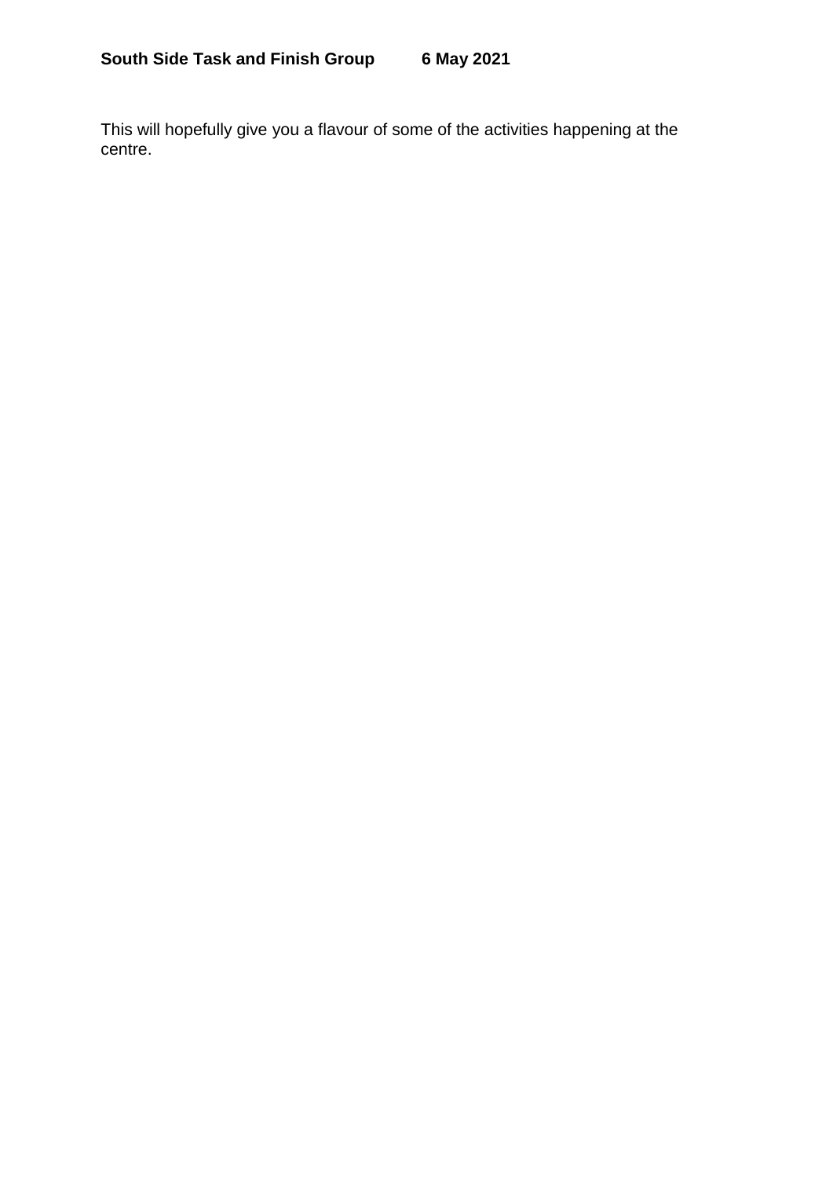This will hopefully give you a flavour of some of the activities happening at the centre.